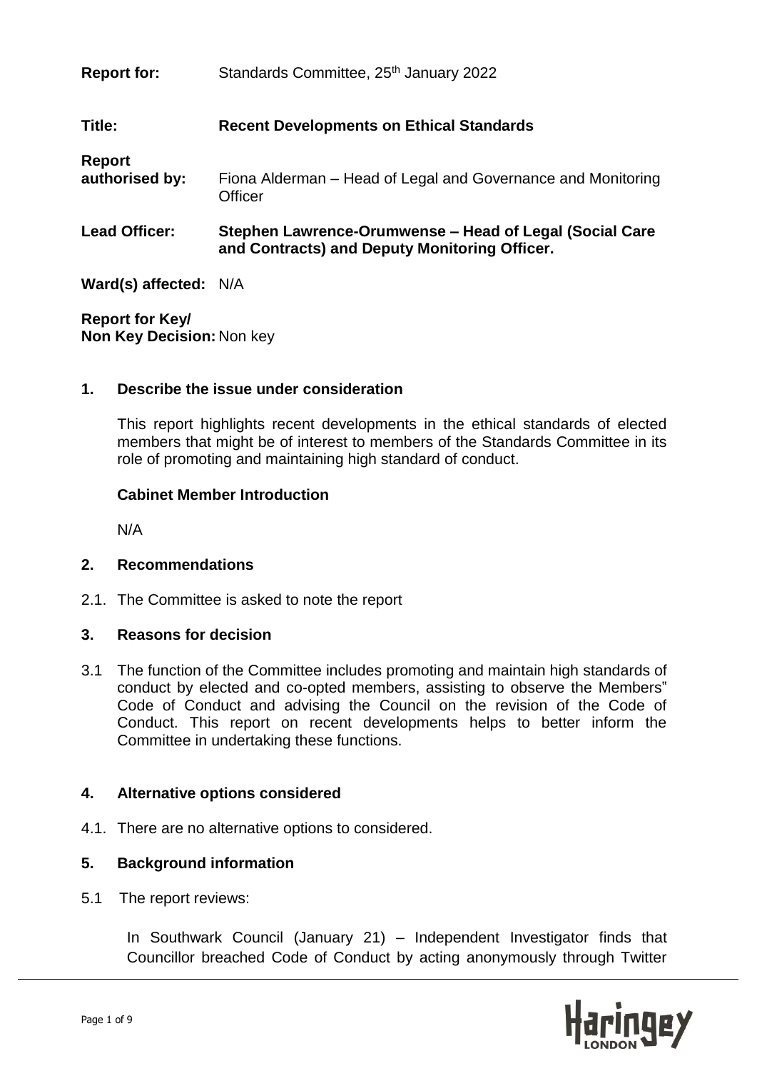**Report for:** Standards Committee, 25th January 2022

**Title:** **Recent Developments on Ethical Standards**

**Report authorised by:** Fiona Alderman – Head of Legal and Governance and Monitoring Officer

**Lead Officer:** **Stephen Lawrence-Orumwense – Head of Legal (Social Care and Contracts) and Deputy Monitoring Officer.**

**Ward(s) affected:** N/A

**Report for Key/ Non Key Decision:** Non key

## 1. Describe the issue under consideration

This report highlights recent developments in the ethical standards of elected members that might be of interest to members of the Standards Committee in its role of promoting and maintaining high standard of conduct.

**Cabinet Member Introduction**

N/A

## 2. Recommendations

2.1. The Committee is asked to note the report

## 3. Reasons for decision

3.1 The function of the Committee includes promoting and maintain high standards of conduct by elected and co-opted members, assisting to observe the Members" Code of Conduct and advising the Council on the revision of the Code of Conduct. This report on recent developments helps to better inform the Committee in undertaking these functions.

## 4. Alternative options considered

4.1. There are no alternative options to considered.

## 5. Background information

5.1 The report reviews:

In Southwark Council (January 21) – Independent Investigator finds that Councillor breached Code of Conduct by acting anonymously through Twitter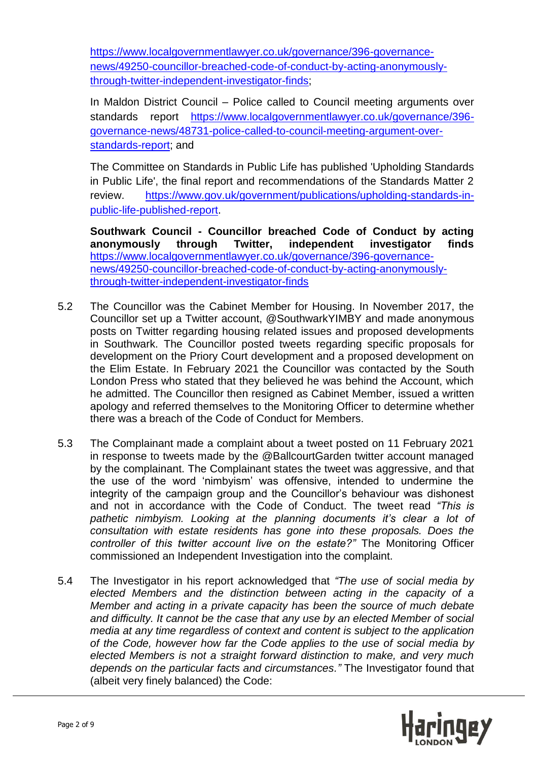https://www.localgovernmentlawyer.co.uk/governance/396-governance-news/49250-councillor-breached-code-of-conduct-by-acting-anonymously-through-twitter-independent-investigator-finds;

In Maldon District Council – Police called to Council meeting arguments over standards report https://www.localgovernmentlawyer.co.uk/governance/396-governance-news/48731-police-called-to-council-meeting-argument-over-standards-report; and

The Committee on Standards in Public Life has published 'Upholding Standards in Public Life', the final report and recommendations of the Standards Matter 2 review. https://www.gov.uk/government/publications/upholding-standards-in-public-life-published-report.

**Southwark Council - Councillor breached Code of Conduct by acting anonymously through Twitter, independent investigator finds** https://www.localgovernmentlawyer.co.uk/governance/396-governance-news/49250-councillor-breached-code-of-conduct-by-acting-anonymously-through-twitter-independent-investigator-finds

5.2 The Councillor was the Cabinet Member for Housing. In November 2017, the Councillor set up a Twitter account, @SouthwarkYIMBY and made anonymous posts on Twitter regarding housing related issues and proposed developments in Southwark. The Councillor posted tweets regarding specific proposals for development on the Priory Court development and a proposed development on the Elim Estate. In February 2021 the Councillor was contacted by the South London Press who stated that they believed he was behind the Account, which he admitted. The Councillor then resigned as Cabinet Member, issued a written apology and referred themselves to the Monitoring Officer to determine whether there was a breach of the Code of Conduct for Members.

5.3 The Complainant made a complaint about a tweet posted on 11 February 2021 in response to tweets made by the @BallcourtGarden twitter account managed by the complainant. The Complainant states the tweet was aggressive, and that the use of the word 'nimbyism' was offensive, intended to undermine the integrity of the campaign group and the Councillor's behaviour was dishonest and not in accordance with the Code of Conduct. The tweet read *"This is pathetic nimbyism. Looking at the planning documents it's clear a lot of consultation with estate residents has gone into these proposals. Does the controller of this twitter account live on the estate?"* The Monitoring Officer commissioned an Independent Investigation into the complaint.

5.4 The Investigator in his report acknowledged that *"The use of social media by elected Members and the distinction between acting in the capacity of a Member and acting in a private capacity has been the source of much debate and difficulty. It cannot be the case that any use by an elected Member of social media at any time regardless of context and content is subject to the application of the Code, however how far the Code applies to the use of social media by elected Members is not a straight forward distinction to make, and very much depends on the particular facts and circumstances."* The Investigator found that (albeit very finely balanced) the Code: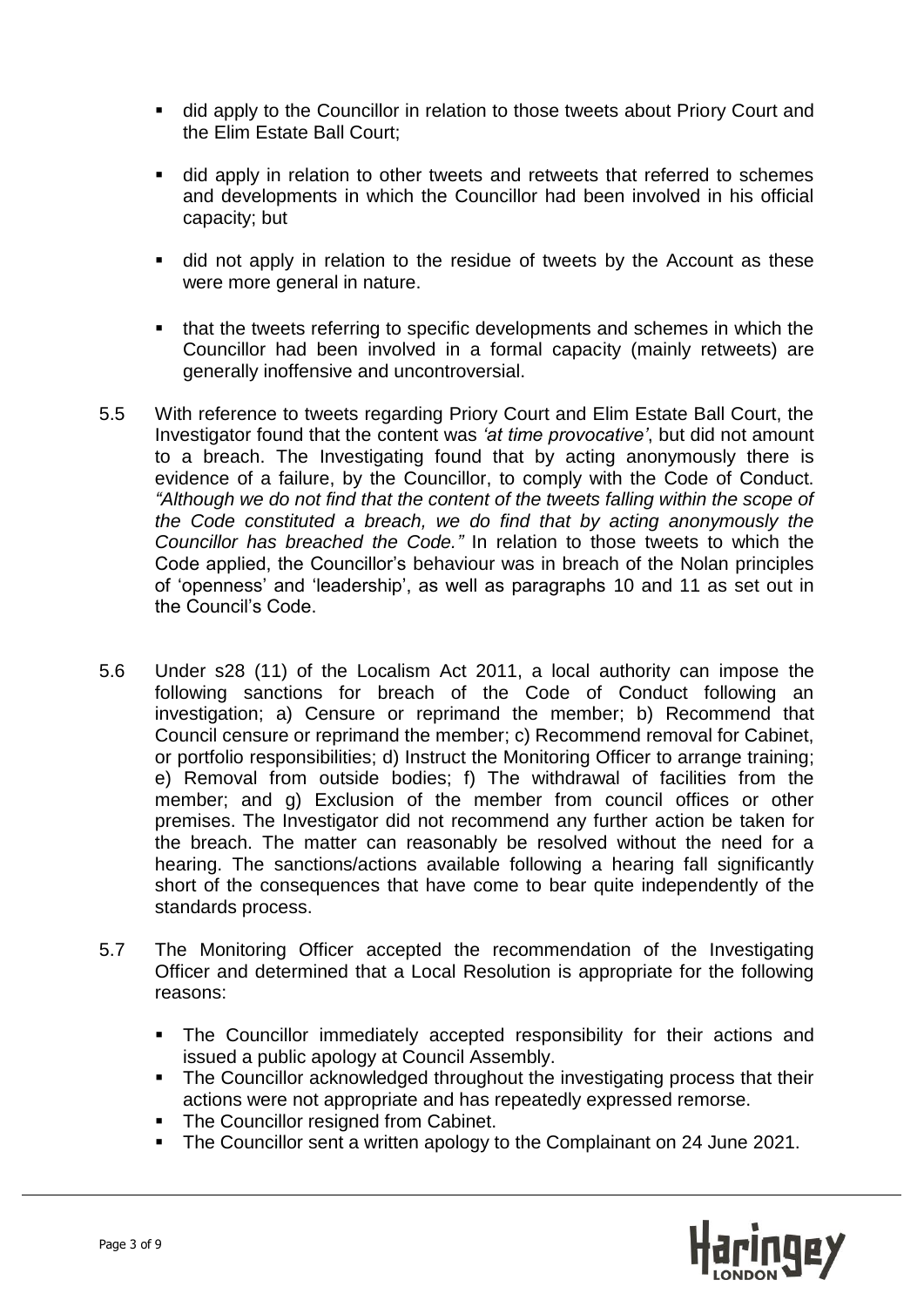- did apply to the Councillor in relation to those tweets about Priory Court and the Elim Estate Ball Court;
- did apply in relation to other tweets and retweets that referred to schemes and developments in which the Councillor had been involved in his official capacity; but
- did not apply in relation to the residue of tweets by the Account as these were more general in nature.
- that the tweets referring to specific developments and schemes in which the Councillor had been involved in a formal capacity (mainly retweets) are generally inoffensive and uncontroversial.

5.5 With reference to tweets regarding Priory Court and Elim Estate Ball Court, the Investigator found that the content was *'at time provocative'*, but did not amount to a breach. The Investigating found that by acting anonymously there is evidence of a failure, by the Councillor, to comply with the Code of Conduct. *"Although we do not find that the content of the tweets falling within the scope of the Code constituted a breach, we do find that by acting anonymously the Councillor has breached the Code."* In relation to those tweets to which the Code applied, the Councillor's behaviour was in breach of the Nolan principles of 'openness' and 'leadership', as well as paragraphs 10 and 11 as set out in the Council's Code.

5.6 Under s28 (11) of the Localism Act 2011, a local authority can impose the following sanctions for breach of the Code of Conduct following an investigation; a) Censure or reprimand the member; b) Recommend that Council censure or reprimand the member; c) Recommend removal for Cabinet, or portfolio responsibilities; d) Instruct the Monitoring Officer to arrange training; e) Removal from outside bodies; f) The withdrawal of facilities from the member; and g) Exclusion of the member from council offices or other premises. The Investigator did not recommend any further action be taken for the breach. The matter can reasonably be resolved without the need for a hearing. The sanctions/actions available following a hearing fall significantly short of the consequences that have come to bear quite independently of the standards process.

5.7 The Monitoring Officer accepted the recommendation of the Investigating Officer and determined that a Local Resolution is appropriate for the following reasons:

- The Councillor immediately accepted responsibility for their actions and issued a public apology at Council Assembly.
- The Councillor acknowledged throughout the investigating process that their actions were not appropriate and has repeatedly expressed remorse.
- The Councillor resigned from Cabinet.
- The Councillor sent a written apology to the Complainant on 24 June 2021.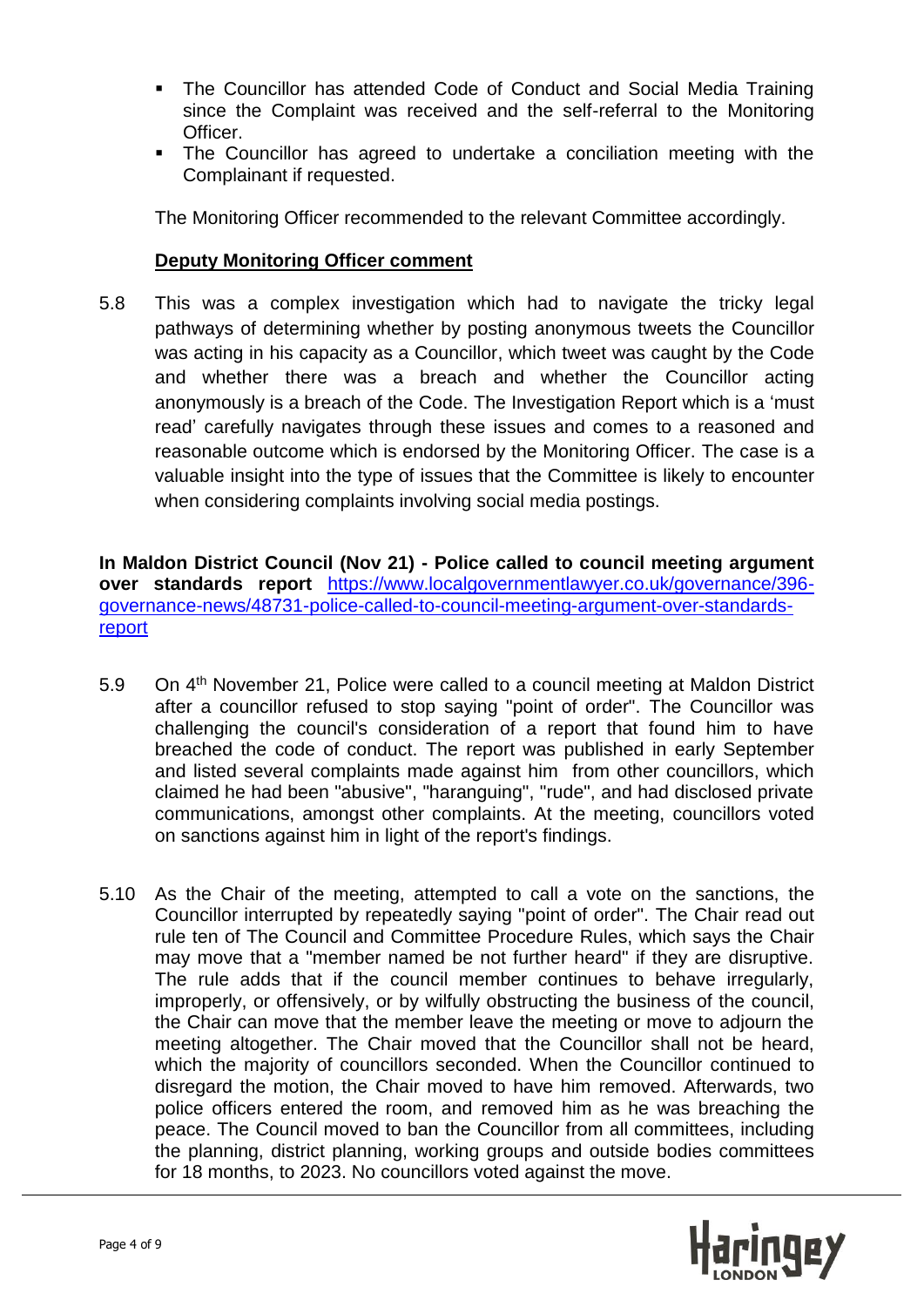- The Councillor has attended Code of Conduct and Social Media Training since the Complaint was received and the self-referral to the Monitoring Officer.
- The Councillor has agreed to undertake a conciliation meeting with the Complainant if requested.

The Monitoring Officer recommended to the relevant Committee accordingly.

**Deputy Monitoring Officer comment**

5.8 This was a complex investigation which had to navigate the tricky legal pathways of determining whether by posting anonymous tweets the Councillor was acting in his capacity as a Councillor, which tweet was caught by the Code and whether there was a breach and whether the Councillor acting anonymously is a breach of the Code. The Investigation Report which is a 'must read' carefully navigates through these issues and comes to a reasoned and reasonable outcome which is endorsed by the Monitoring Officer. The case is a valuable insight into the type of issues that the Committee is likely to encounter when considering complaints involving social media postings.

**In Maldon District Council (Nov 21) - Police called to council meeting argument over standards report** [https://www.localgovernmentlawyer.co.uk/governance/396-governance-news/48731-police-called-to-council-meeting-argument-over-standards-report](https://www.localgovernmentlawyer.co.uk/governance/396-governance-news/48731-police-called-to-council-meeting-argument-over-standards-report)

5.9 On 4th November 21, Police were called to a council meeting at Maldon District after a councillor refused to stop saying "point of order". The Councillor was challenging the council's consideration of a report that found him to have breached the code of conduct. The report was published in early September and listed several complaints made against him from other councillors, which claimed he had been "abusive", "haranguing", "rude", and had disclosed private communications, amongst other complaints. At the meeting, councillors voted on sanctions against him in light of the report's findings.

5.10 As the Chair of the meeting, attempted to call a vote on the sanctions, the Councillor interrupted by repeatedly saying "point of order". The Chair read out rule ten of The Council and Committee Procedure Rules, which says the Chair may move that a "member named be not further heard" if they are disruptive. The rule adds that if the council member continues to behave irregularly, improperly, or offensively, or by wilfully obstructing the business of the council, the Chair can move that the member leave the meeting or move to adjourn the meeting altogether. The Chair moved that the Councillor shall not be heard, which the majority of councillors seconded. When the Councillor continued to disregard the motion, the Chair moved to have him removed. Afterwards, two police officers entered the room, and removed him as he was breaching the peace. The Council moved to ban the Councillor from all committees, including the planning, district planning, working groups and outside bodies committees for 18 months, to 2023. No councillors voted against the move.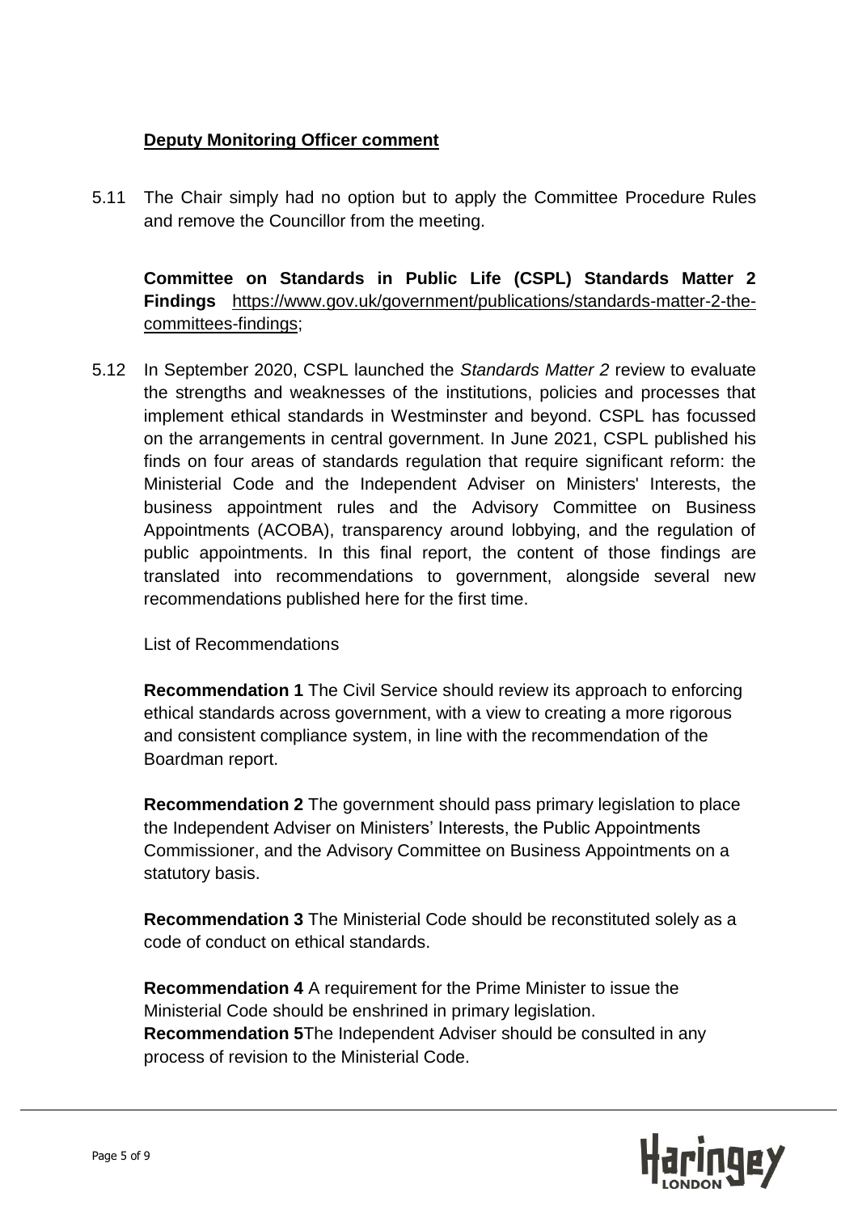**Deputy Monitoring Officer comment**

5.11 The Chair simply had no option but to apply the Committee Procedure Rules and remove the Councillor from the meeting.

**Committee on Standards in Public Life (CSPL) Standards Matter 2 Findings** https://www.gov.uk/government/publications/standards-matter-2-the-committees-findings;

5.12 In September 2020, CSPL launched the *Standards Matter 2* review to evaluate the strengths and weaknesses of the institutions, policies and processes that implement ethical standards in Westminster and beyond. CSPL has focussed on the arrangements in central government. In June 2021, CSPL published his finds on four areas of standards regulation that require significant reform: the Ministerial Code and the Independent Adviser on Ministers' Interests, the business appointment rules and the Advisory Committee on Business Appointments (ACOBA), transparency around lobbying, and the regulation of public appointments. In this final report, the content of those findings are translated into recommendations to government, alongside several new recommendations published here for the first time.

List of Recommendations

**Recommendation 1** The Civil Service should review its approach to enforcing ethical standards across government, with a view to creating a more rigorous and consistent compliance system, in line with the recommendation of the Boardman report.

**Recommendation 2** The government should pass primary legislation to place the Independent Adviser on Ministers' Interests, the Public Appointments Commissioner, and the Advisory Committee on Business Appointments on a statutory basis.

**Recommendation 3** The Ministerial Code should be reconstituted solely as a code of conduct on ethical standards.

**Recommendation 4** A requirement for the Prime Minister to issue the Ministerial Code should be enshrined in primary legislation.
**Recommendation 5**The Independent Adviser should be consulted in any process of revision to the Ministerial Code.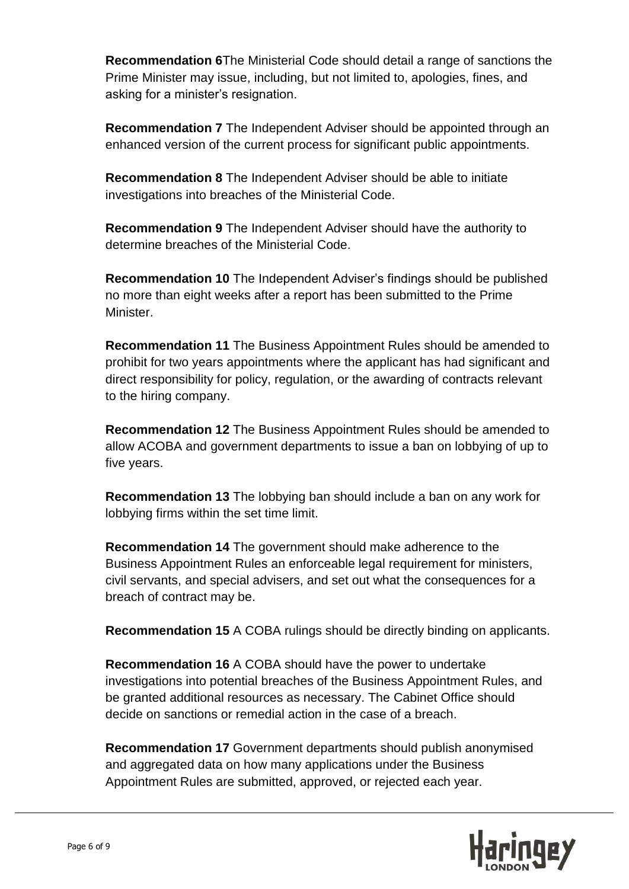**Recommendation 6**The Ministerial Code should detail a range of sanctions the Prime Minister may issue, including, but not limited to, apologies, fines, and asking for a minister's resignation.

**Recommendation 7** The Independent Adviser should be appointed through an enhanced version of the current process for significant public appointments.

**Recommendation 8** The Independent Adviser should be able to initiate investigations into breaches of the Ministerial Code.

**Recommendation 9** The Independent Adviser should have the authority to determine breaches of the Ministerial Code.

**Recommendation 10** The Independent Adviser's findings should be published no more than eight weeks after a report has been submitted to the Prime Minister.

**Recommendation 11** The Business Appointment Rules should be amended to prohibit for two years appointments where the applicant has had significant and direct responsibility for policy, regulation, or the awarding of contracts relevant to the hiring company.

**Recommendation 12** The Business Appointment Rules should be amended to allow ACOBA and government departments to issue a ban on lobbying of up to five years.

**Recommendation 13** The lobbying ban should include a ban on any work for lobbying firms within the set time limit.

**Recommendation 14** The government should make adherence to the Business Appointment Rules an enforceable legal requirement for ministers, civil servants, and special advisers, and set out what the consequences for a breach of contract may be.

**Recommendation 15** A COBA rulings should be directly binding on applicants.

**Recommendation 16** A COBA should have the power to undertake investigations into potential breaches of the Business Appointment Rules, and be granted additional resources as necessary. The Cabinet Office should decide on sanctions or remedial action in the case of a breach.

**Recommendation 17** Government departments should publish anonymised and aggregated data on how many applications under the Business Appointment Rules are submitted, approved, or rejected each year.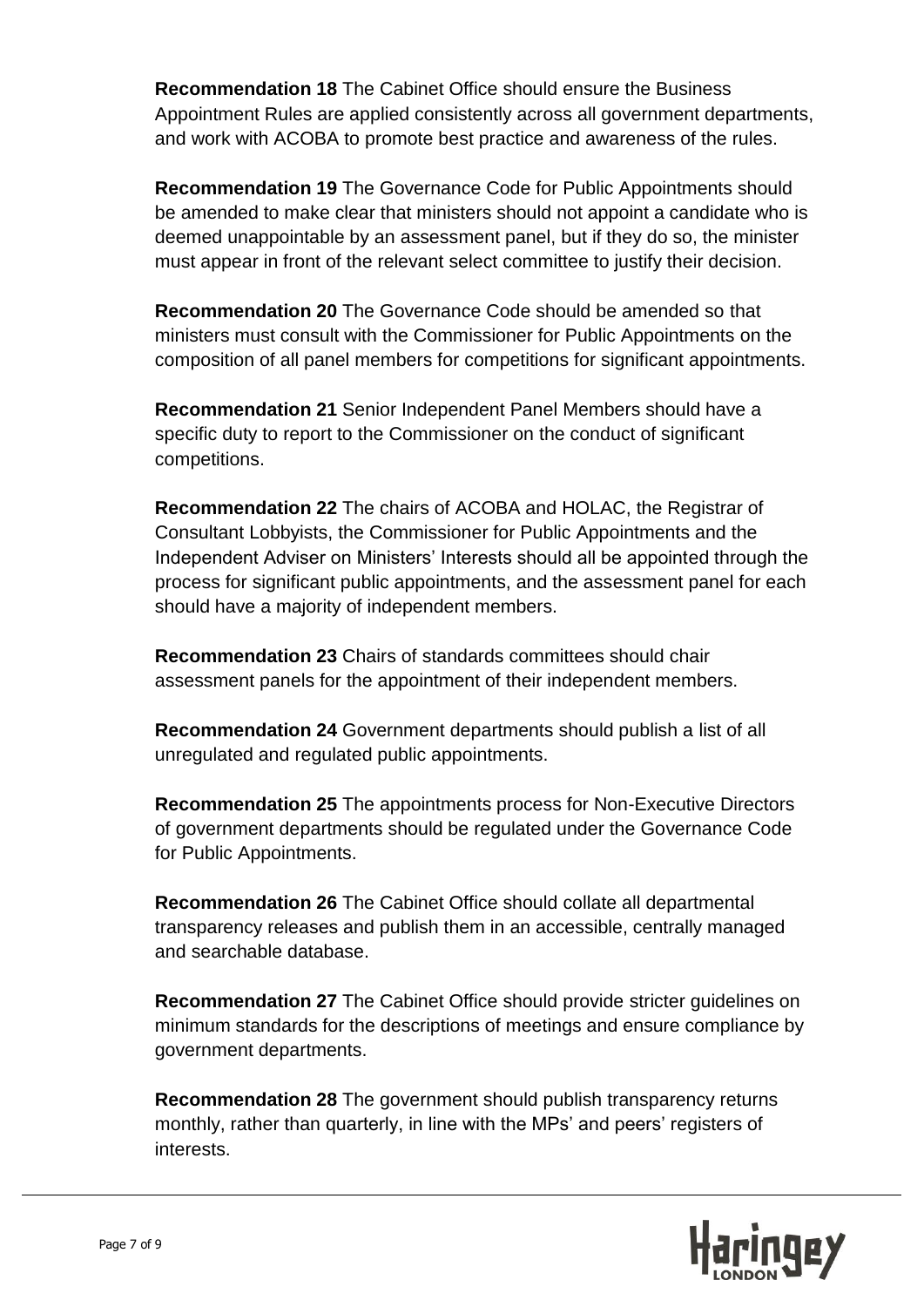**Recommendation 18** The Cabinet Office should ensure the Business Appointment Rules are applied consistently across all government departments, and work with ACOBA to promote best practice and awareness of the rules.

**Recommendation 19** The Governance Code for Public Appointments should be amended to make clear that ministers should not appoint a candidate who is deemed unappointable by an assessment panel, but if they do so, the minister must appear in front of the relevant select committee to justify their decision.

**Recommendation 20** The Governance Code should be amended so that ministers must consult with the Commissioner for Public Appointments on the composition of all panel members for competitions for significant appointments.

**Recommendation 21** Senior Independent Panel Members should have a specific duty to report to the Commissioner on the conduct of significant competitions.

**Recommendation 22** The chairs of ACOBA and HOLAC, the Registrar of Consultant Lobbyists, the Commissioner for Public Appointments and the Independent Adviser on Ministers' Interests should all be appointed through the process for significant public appointments, and the assessment panel for each should have a majority of independent members.

**Recommendation 23** Chairs of standards committees should chair assessment panels for the appointment of their independent members.

**Recommendation 24** Government departments should publish a list of all unregulated and regulated public appointments.

**Recommendation 25** The appointments process for Non-Executive Directors of government departments should be regulated under the Governance Code for Public Appointments.

**Recommendation 26** The Cabinet Office should collate all departmental transparency releases and publish them in an accessible, centrally managed and searchable database.

**Recommendation 27** The Cabinet Office should provide stricter guidelines on minimum standards for the descriptions of meetings and ensure compliance by government departments.

**Recommendation 28** The government should publish transparency returns monthly, rather than quarterly, in line with the MPs' and peers' registers of interests.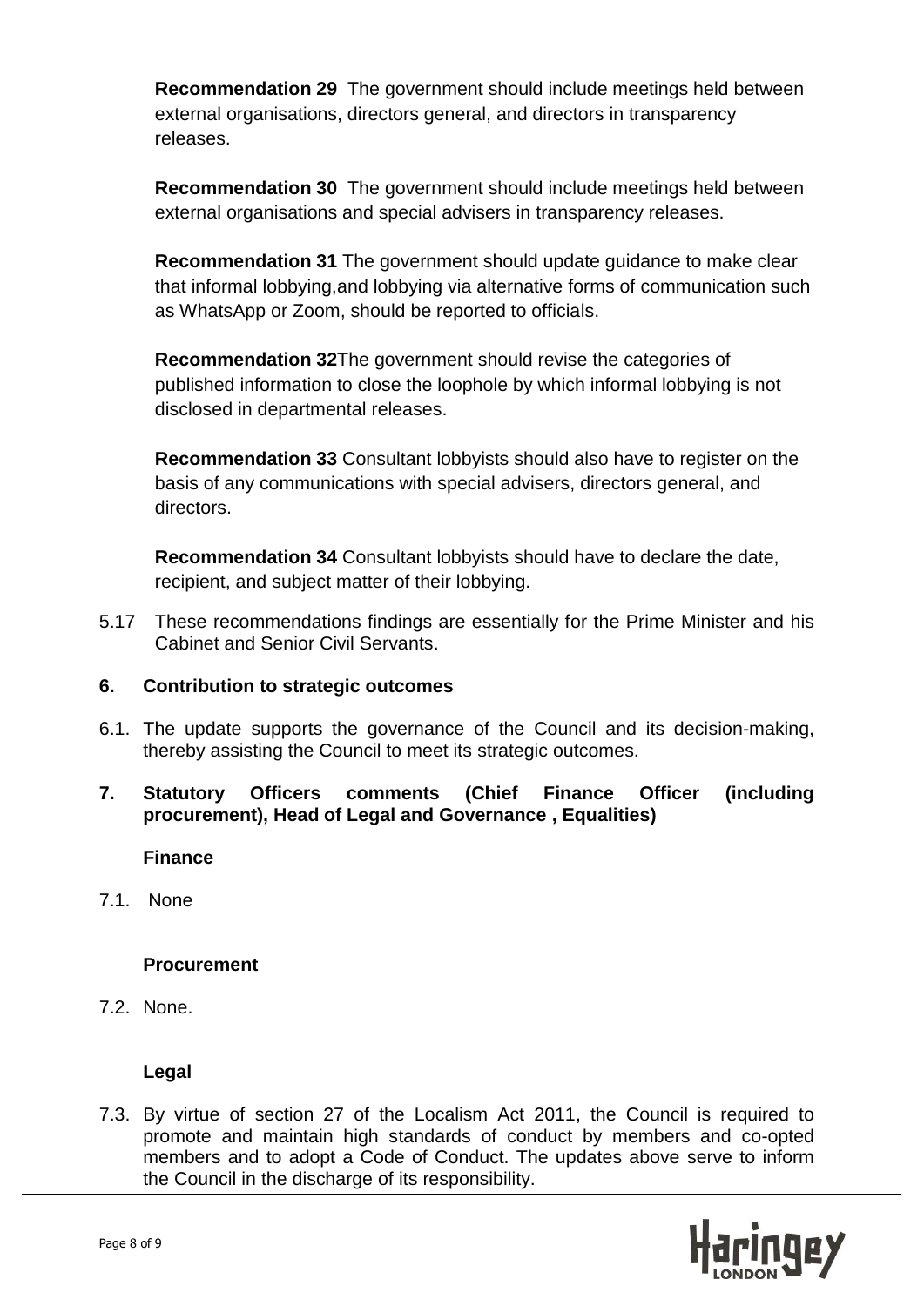**Recommendation 29** The government should include meetings held between external organisations, directors general, and directors in transparency releases.

**Recommendation 30** The government should include meetings held between external organisations and special advisers in transparency releases.

**Recommendation 31** The government should update guidance to make clear that informal lobbying,and lobbying via alternative forms of communication such as WhatsApp or Zoom, should be reported to officials.

**Recommendation 32**The government should revise the categories of published information to close the loophole by which informal lobbying is not disclosed in departmental releases.

**Recommendation 33** Consultant lobbyists should also have to register on the basis of any communications with special advisers, directors general, and directors.

**Recommendation 34** Consultant lobbyists should have to declare the date, recipient, and subject matter of their lobbying.

5.17 These recommendations findings are essentially for the Prime Minister and his Cabinet and Senior Civil Servants.

## 6. Contribution to strategic outcomes

6.1. The update supports the governance of the Council and its decision-making, thereby assisting the Council to meet its strategic outcomes.

## 7. Statutory Officers comments (Chief Finance Officer (including procurement), Head of Legal and Governance , Equalities)

**Finance**

7.1. None

**Procurement**

7.2. None.

**Legal**

7.3. By virtue of section 27 of the Localism Act 2011, the Council is required to promote and maintain high standards of conduct by members and co-opted members and to adopt a Code of Conduct. The updates above serve to inform the Council in the discharge of its responsibility.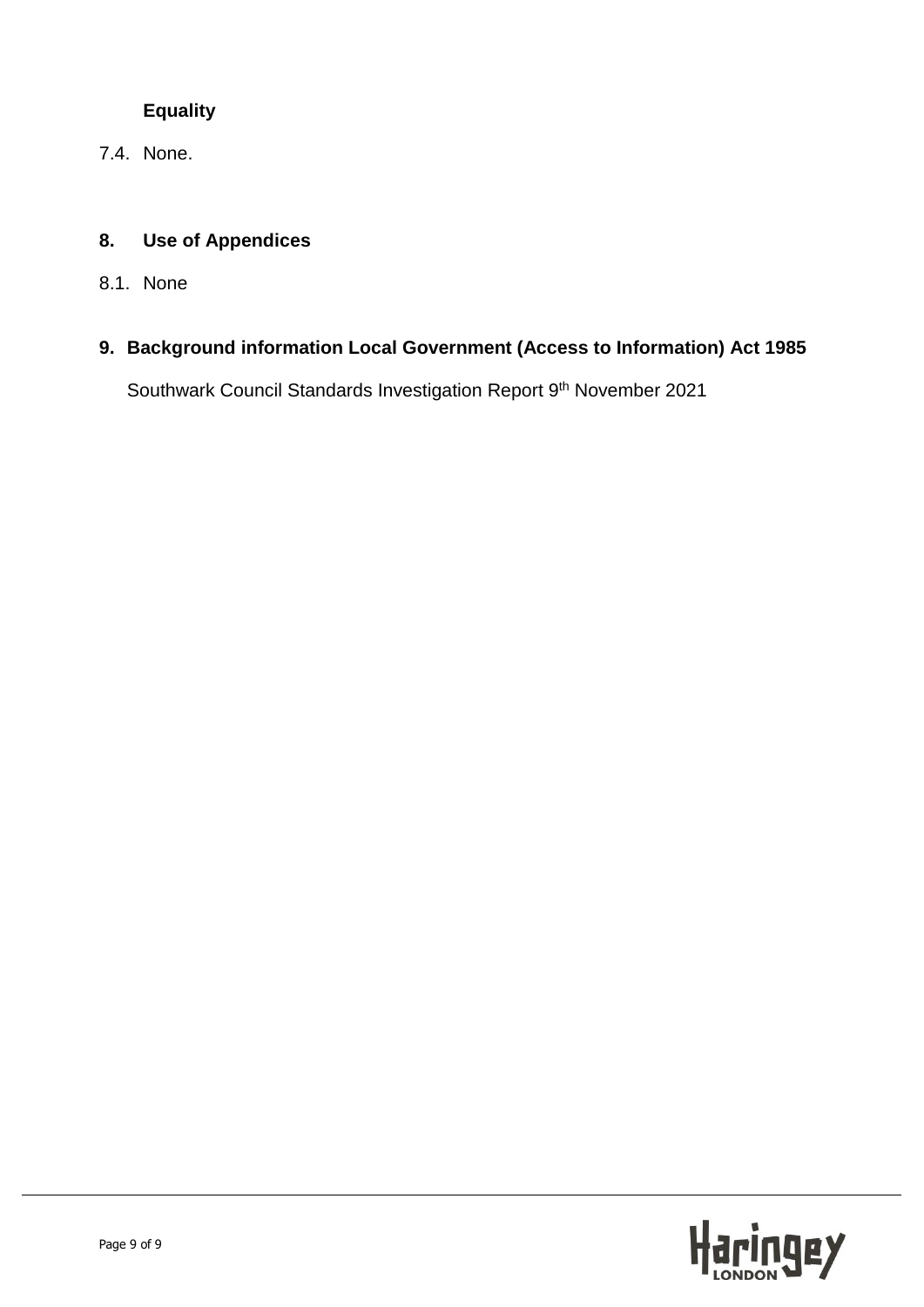**Equality**

7.4. None.

## 8. Use of Appendices

8.1. None

## 9. Background information Local Government (Access to Information) Act 1985

Southwark Council Standards Investigation Report 9th November 2021